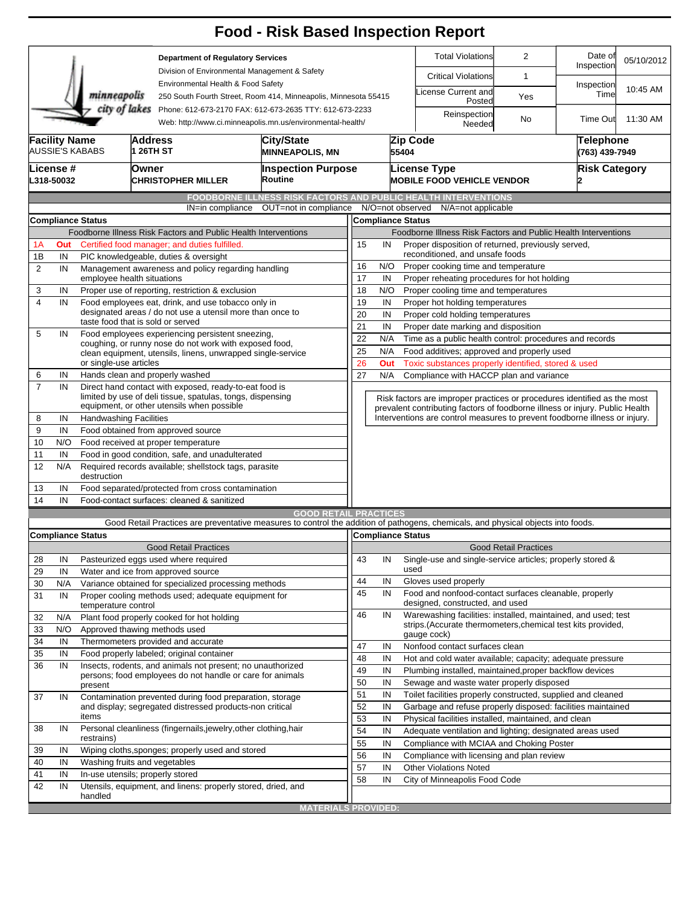# Food - Risk Based Inspection Report

**Department of Regulatory Services**
Division of Environmental Management & Safety
Environmental Health & Food Safety
250 South Fourth Street, Room 414, Minneapolis, Minnesota 55415
Phone: 612-673-2170 FAX: 612-673-2635 TTY: 612-673-2233
Web: http://www.ci.minneapolis.mn.us/environmental-health/

minneapolis city of lakes

| | | | |
|---|---|---|---|
| Total Violations | 2 | Date of Inspection | 05/10/2012 |
| Critical Violations | 1 | Inspection Time | 10:45 AM |
| License Current and Posted | Yes | | |
| Reinspection Needed | No | Time Out | 11:30 AM |

| Facility Name | Address | City/State | Zip Code | Telephone |
|---|---|---|---|---|
| AUSSIE'S KABABS | 1 26TH ST | MINNEAPOLIS, MN | 55404 | (763) 439-7949 |

| License # | Owner | Inspection Purpose | License Type | Risk Category |
|---|---|---|---|---|
| L318-50032 | CHRISTOPHER MILLER | Routine | MOBILE FOOD VEHICLE VENDOR | 2 |

## FOODBORNE ILLNESS RISK FACTORS AND PUBLIC HEALTH INTERVENTIONS

IN=in compliance OUT=not in compliance N/O=not observed N/A=not applicable

**Compliance Status** — Foodborne Illness Risk Factors and Public Health Interventions

| # | Status | Item |
|---|---|---|
| 1A | Out | Certified food manager; and duties fulfilled. |
| 1B | IN | PIC knowledgeable, duties & oversight |
| 2 | IN | Management awareness and policy regarding handling employee health situations |
| 3 | IN | Proper use of reporting, restriction & exclusion |
| 4 | IN | Food employees eat, drink, and use tobacco only in designated areas / do not use a utensil more than once to taste food that is sold or served |
| 5 | IN | Food employees experiencing persistent sneezing, coughing, or runny nose do not work with exposed food, clean equipment, utensils, linens, unwrapped single-service or single-use articles |
| 6 | IN | Hands clean and properly washed |
| 7 | IN | Direct hand contact with exposed, ready-to-eat food is limited by use of deli tissue, spatulas, tongs, dispensing equipment, or other utensils when possible |
| 8 | IN | Handwashing Facilities |
| 9 | IN | Food obtained from approved source |
| 10 | N/O | Food received at proper temperature |
| 11 | IN | Food in good condition, safe, and unadulterated |
| 12 | N/A | Required records available; shellstock tags, parasite destruction |
| 13 | IN | Food separated/protected from cross contamination |
| 14 | IN | Food-contact surfaces: cleaned & sanitized |
| 15 | IN | Proper disposition of returned, previously served, reconditioned, and unsafe foods |
| 16 | N/O | Proper cooking time and temperature |
| 17 | IN | Proper reheating procedures for hot holding |
| 18 | N/O | Proper cooling time and temperatures |
| 19 | IN | Proper hot holding temperatures |
| 20 | IN | Proper cold holding temperatures |
| 21 | IN | Proper date marking and disposition |
| 22 | N/A | Time as a public health control: procedures and records |
| 25 | N/A | Food additives; approved and properly used |
| 26 | Out | Toxic substances properly identified, stored & used |
| 27 | N/A | Compliance with HACCP plan and variance |

Risk factors are improper practices or procedures identified as the most prevalent contributing factors of foodborne illness or injury. Public Health Interventions are control measures to prevent foodborne illness or injury.

## GOOD RETAIL PRACTICES

Good Retail Practices are preventative measures to control the addition of pathogens, chemicals, and physical objects into foods.

**Compliance Status** — Good Retail Practices

| # | Status | Item |
|---|---|---|
| 28 | IN | Pasteurized eggs used where required |
| 29 | IN | Water and ice from approved source |
| 30 | N/A | Variance obtained for specialized processing methods |
| 31 | IN | Proper cooling methods used; adequate equipment for temperature control |
| 32 | N/A | Plant food properly cooked for hot holding |
| 33 | N/O | Approved thawing methods used |
| 34 | IN | Thermometers provided and accurate |
| 35 | IN | Food properly labeled; original container |
| 36 | IN | Insects, rodents, and animals not present; no unauthorized persons; food employees do not handle or care for animals present |
| 37 | IN | Contamination prevented during food preparation, storage and display; segregated distressed products-non critical items |
| 38 | IN | Personal cleanliness (fingernails,jewelry,other clothing,hair restrains) |
| 39 | IN | Wiping cloths,sponges; properly used and stored |
| 40 | IN | Washing fruits and vegetables |
| 41 | IN | In-use utensils; properly stored |
| 42 | IN | Utensils, equipment, and linens: properly stored, dried, and handled |
| 43 | IN | Single-use and single-service articles; properly stored & used |
| 44 | IN | Gloves used properly |
| 45 | IN | Food and nonfood-contact surfaces cleanable, properly designed, constructed, and used |
| 46 | IN | Warewashing facilities: installed, maintained, and used; test strips.(Accurate thermometers,chemical test kits provided, gauge cock) |
| 47 | IN | Nonfood contact surfaces clean |
| 48 | IN | Hot and cold water available; capacity; adequate pressure |
| 49 | IN | Plumbing installed, maintained,proper backflow devices |
| 50 | IN | Sewage and waste water properly disposed |
| 51 | IN | Toilet facilities properly constructed, supplied and cleaned |
| 52 | IN | Garbage and refuse properly disposed: facilities maintained |
| 53 | IN | Physical facilities installed, maintained, and clean |
| 54 | IN | Adequate ventilation and lighting; designated areas used |
| 55 | IN | Compliance with MCIAA and Choking Poster |
| 56 | IN | Compliance with licensing and plan review |
| 57 | IN | Other Violations Noted |
| 58 | IN | City of Minneapolis Food Code |

**MATERIALS PROVIDED:**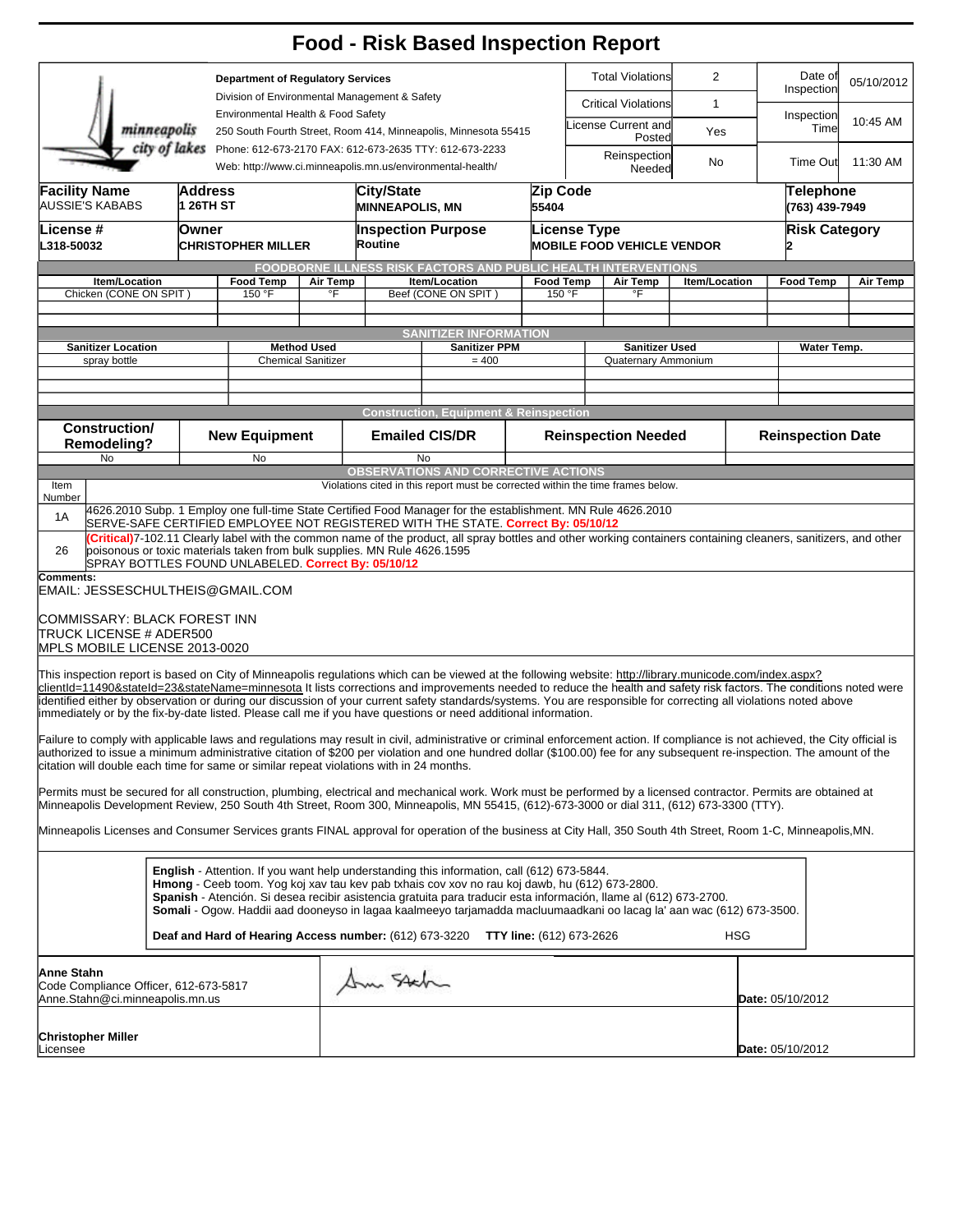# Food - Risk Based Inspection Report

| | | | |
|---|---|---|---|
| **Department of Regulatory Services**<br>Division of Environmental Management & Safety<br>Environmental Health & Food Safety<br>250 South Fourth Street, Room 414, Minneapolis, Minnesota 55415<br>Phone: 612-673-2170 FAX: 612-673-2635 TTY: 612-673-2233<br>Web: http://www.ci.minneapolis.mn.us/environmental-health/ | Total Violations: 2<br>Critical Violations: 1<br>License Current and Posted: Yes<br>Reinspection Needed: No | Date of Inspection: 05/10/2012<br>Inspection Time: 10:45 AM<br>Time Out: 11:30 AM | |

minneapolis city of lakes

| Facility Name | Address | City/State | Zip Code | Telephone |
|---|---|---|---|---|
| AUSSIE'S KABABS | 1 26TH ST | MINNEAPOLIS, MN | 55404 | (763) 439-7949 |

| License # | Owner | Inspection Purpose | License Type | Risk Category |
|---|---|---|---|---|
| L318-50032 | CHRISTOPHER MILLER | Routine | MOBILE FOOD VEHICLE VENDOR | 2 |

## FOODBORNE ILLNESS RISK FACTORS AND PUBLIC HEALTH INTERVENTIONS

| Item/Location | Food Temp | Air Temp | Item/Location | Food Temp | Air Temp | Item/Location | Food Temp | Air Temp |
|---|---|---|---|---|---|---|---|---|
| Chicken (CONE ON SPIT ) | 150 °F | °F | Beef (CONE ON SPIT ) | 150 °F | °F | | | |

## SANITIZER INFORMATION

| Sanitizer Location | Method Used | Sanitizer PPM | Sanitizer Used | Water Temp. |
|---|---|---|---|---|
| spray bottle | Chemical Sanitizer | = 400 | Quaternary Ammonium | |

## Construction, Equipment & Reinspection

| Construction/ Remodeling? | New Equipment | Emailed CIS/DR | Reinspection Needed | Reinspection Date |
|---|---|---|---|---|
| No | No | No | | |

## OBSERVATIONS AND CORRECTIVE ACTIONS

| Item Number | Violations cited in this report must be corrected within the time frames below. |
|---|---|
| 1A | 4626.2010 Subp. 1 Employ one full-time State Certified Food Manager for the establishment. MN Rule 4626.2010<br>SERVE-SAFE CERTIFIED EMPLOYEE NOT REGISTERED WITH THE STATE. **Correct By: 05/10/12** |
| 26 | **(Critical)**7-102.11 Clearly label with the common name of the product, all spray bottles and other working containers containing cleaners, sanitizers, and other poisonous or toxic materials taken from bulk supplies. MN Rule 4626.1595<br>SPRAY BOTTLES FOUND UNLABELED. **Correct By: 05/10/12** |

**Comments:**

EMAIL: JESSESCHULTHEIS@GMAIL.COM

COMMISSARY: BLACK FOREST INN
TRUCK LICENSE # ADER500
MPLS MOBILE LICENSE 2013-0020

This inspection report is based on City of Minneapolis regulations which can be viewed at the following website: http://library.municode.com/index.aspx?clientId=11490&stateId=23&stateName=minnesota It lists corrections and improvements needed to reduce the health and safety risk factors. The conditions noted were identified either by observation or during our discussion of your current safety standards/systems. You are responsible for correcting all violations noted above immediately or by the fix-by-date listed. Please call me if you have questions or need additional information.

Failure to comply with applicable laws and regulations may result in civil, administrative or criminal enforcement action. If compliance is not achieved, the City official is authorized to issue a minimum administrative citation of $200 per violation and one hundred dollar ($100.00) fee for any subsequent re-inspection. The amount of the citation will double each time for same or similar repeat violations with in 24 months.

Permits must be secured for all construction, plumbing, electrical and mechanical work. Work must be performed by a licensed contractor. Permits are obtained at Minneapolis Development Review, 250 South 4th Street, Room 300, Minneapolis, MN 55415, (612)-673-3000 or dial 311, (612) 673-3300 (TTY).

Minneapolis Licenses and Consumer Services grants FINAL approval for operation of the business at City Hall, 350 South 4th Street, Room 1-C, Minneapolis,MN.

**English** - Attention. If you want help understanding this information, call (612) 673-5844.
**Hmong** - Ceeb toom. Yog koj xav tau kev pab txhais cov xov no rau koj dawb, hu (612) 673-2800.
**Spanish** - Atención. Si desea recibir asistencia gratuita para traducir esta información, llame al (612) 673-2700.
**Somali** - Ogow. Haddii aad dooneyso in lagaa kaalmeeyo tarjamadda macluumaadkani oo lacag la' aan wac (612) 673-3500.

**Deaf and Hard of Hearing Access number:** (612) 673-3220 **TTY line:** (612) 673-2626 HSG

**Anne Stahn**
Code Compliance Officer, 612-673-5817
Anne.Stahn@ci.minneapolis.mn.us
**Date:** 05/10/2012

**Christopher Miller**
Licensee
**Date:** 05/10/2012